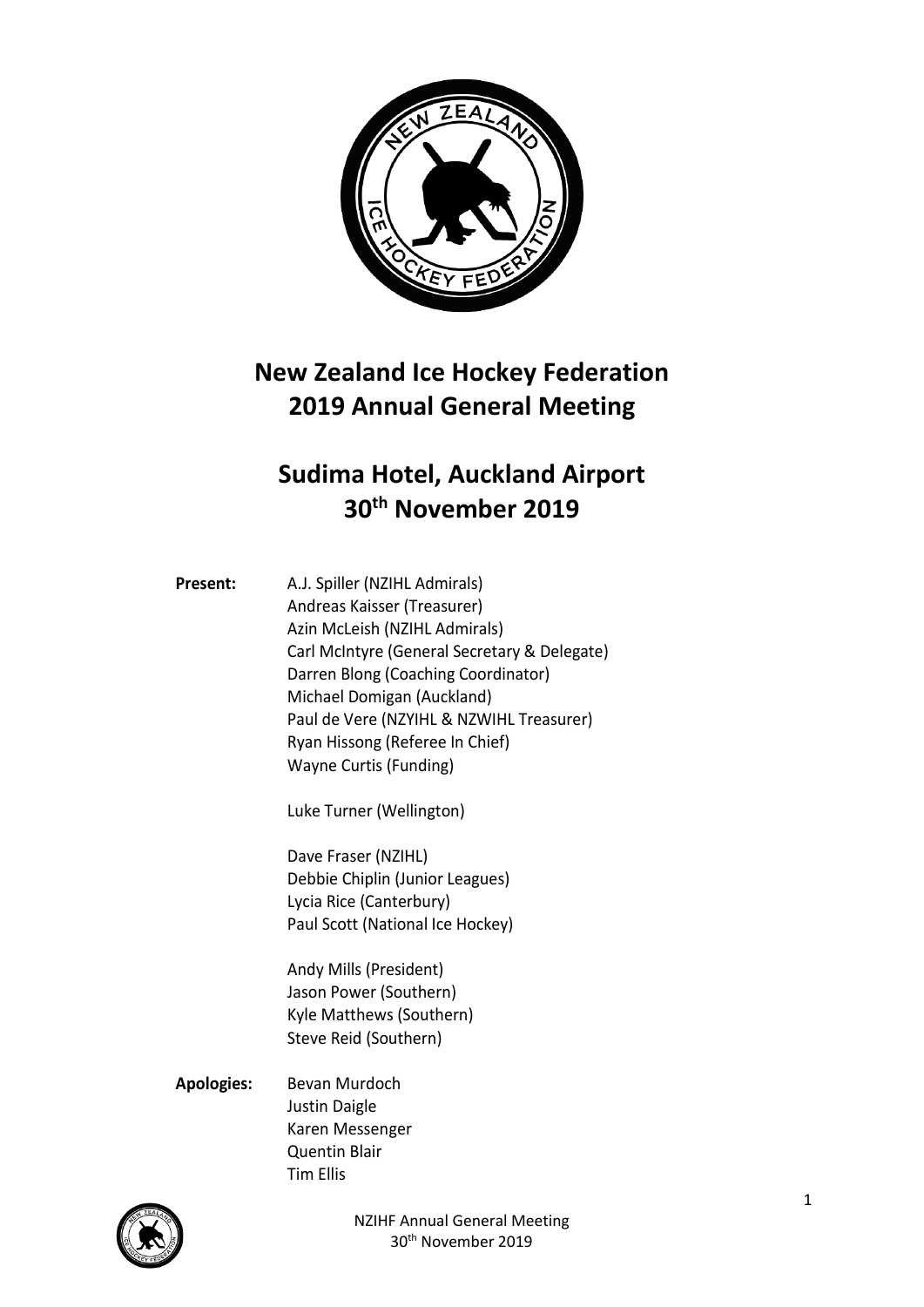# New Zealand Ice Hockey Federation
# 2019 Annual General Meeting

## Sudima Hotel, Auckland Airport
## 30th November 2019

**Present:**

A.J. Spiller (NZIHL Admirals)
Andreas Kaisser (Treasurer)
Azin McLeish (NZIHL Admirals)
Carl McIntyre (General Secretary & Delegate)
Darren Blong (Coaching Coordinator)
Michael Domigan (Auckland)
Paul de Vere (NZYIHL & NZWIHL Treasurer)
Ryan Hissong (Referee In Chief)
Wayne Curtis (Funding)

Luke Turner (Wellington)

Dave Fraser (NZIHL)
Debbie Chiplin (Junior Leagues)
Lycia Rice (Canterbury)
Paul Scott (National Ice Hockey)

Andy Mills (President)
Jason Power (Southern)
Kyle Matthews (Southern)
Steve Reid (Southern)

**Apologies:**

Bevan Murdoch
Justin Daigle
Karen Messenger
Quentin Blair
Tim Ellis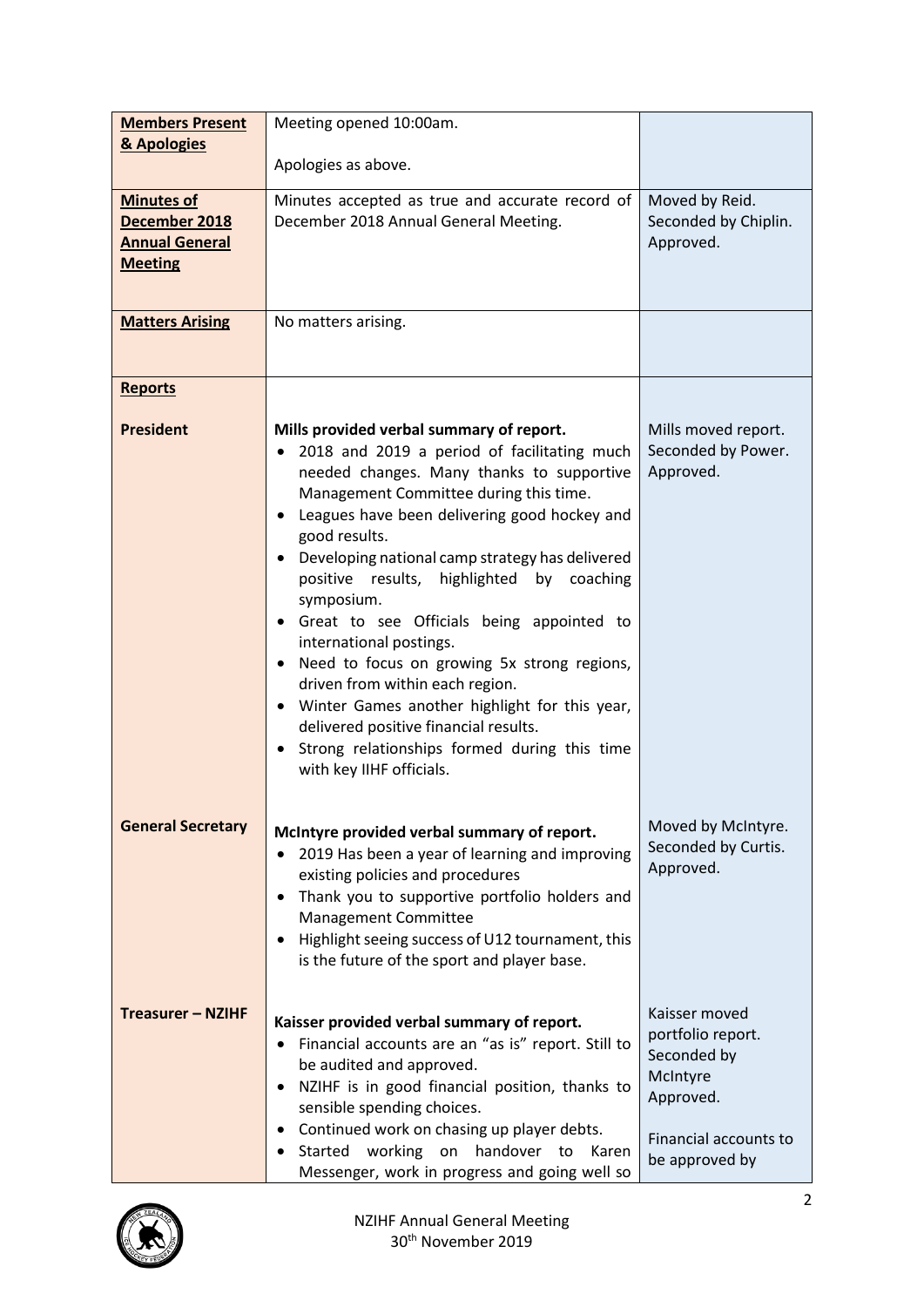| **Members Present & Apologies** | Meeting opened 10:00am.<br><br>Apologies as above. | |
|---|---|---|
| **Minutes of December 2018 Annual General Meeting** | Minutes accepted as true and accurate record of December 2018 Annual General Meeting. | Moved by Reid.<br>Seconded by Chiplin.<br>Approved. |
| **Matters Arising** | No matters arising. | |
| **Reports** | | |
| **President** | **Mills provided verbal summary of report.**<br>• 2018 and 2019 a period of facilitating much needed changes. Many thanks to supportive Management Committee during this time.<br>• Leagues have been delivering good hockey and good results.<br>• Developing national camp strategy has delivered positive results, highlighted by coaching symposium.<br>• Great to see Officials being appointed to international postings.<br>• Need to focus on growing 5x strong regions, driven from within each region.<br>• Winter Games another highlight for this year, delivered positive financial results.<br>• Strong relationships formed during this time with key IIHF officials. | Mills moved report.<br>Seconded by Power.<br>Approved. |
| **General Secretary** | **McIntyre provided verbal summary of report.**<br>• 2019 Has been a year of learning and improving existing policies and procedures<br>• Thank you to supportive portfolio holders and Management Committee<br>• Highlight seeing success of U12 tournament, this is the future of the sport and player base. | Moved by McIntyre.<br>Seconded by Curtis.<br>Approved. |
| **Treasurer – NZIHF** | **Kaisser provided verbal summary of report.**<br>• Financial accounts are an "as is" report. Still to be audited and approved.<br>• NZIHF is in good financial position, thanks to sensible spending choices.<br>• Continued work on chasing up player debts.<br>• Started working on handover to Karen Messenger, work in progress and going well so | Kaisser moved portfolio report.<br>Seconded by McIntyre<br>Approved.<br><br>Financial accounts to be approved by |

NZIHF Annual General Meeting
30th November 2019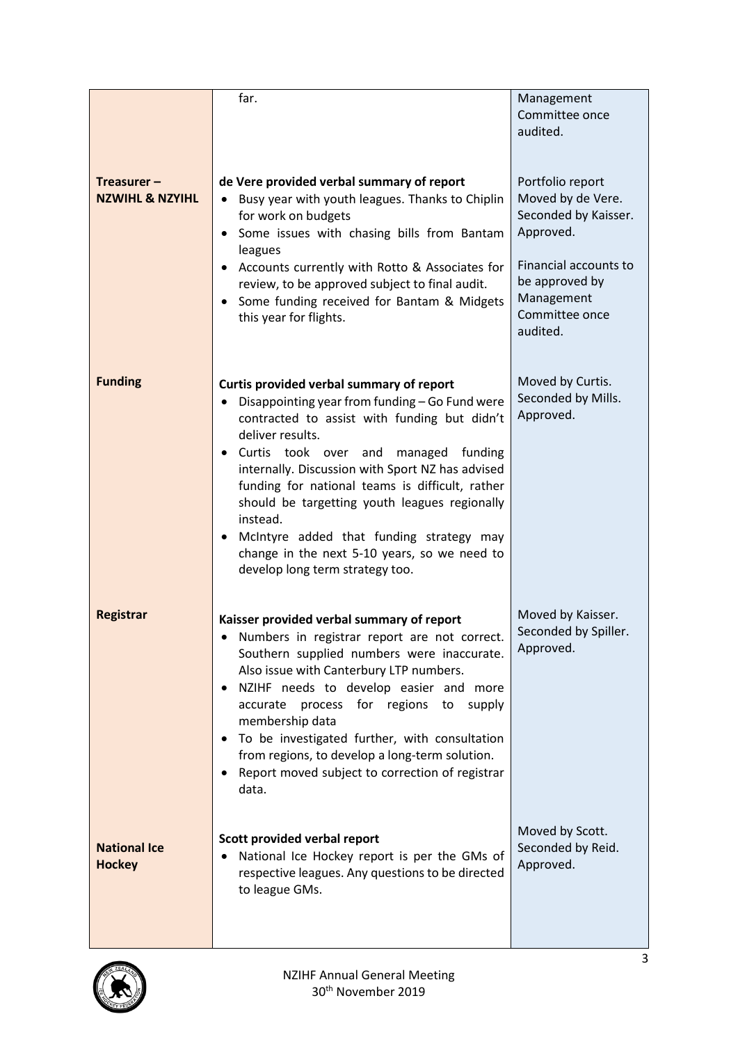| | | |
|---|---|---|
| | far. | Management Committee once audited. |
| **Treasurer – NZWIHL & NZYIHL** | **de Vere provided verbal summary of report**<br>• Busy year with youth leagues. Thanks to Chiplin for work on budgets<br>• Some issues with chasing bills from Bantam leagues<br>• Accounts currently with Rotto & Associates for review, to be approved subject to final audit.<br>• Some funding received for Bantam & Midgets this year for flights. | Portfolio report Moved by de Vere. Seconded by Kaisser. Approved.<br><br>Financial accounts to be approved by Management Committee once audited. |
| **Funding** | **Curtis provided verbal summary of report**<br>• Disappointing year from funding – Go Fund were contracted to assist with funding but didn't deliver results.<br>• Curtis took over and managed funding internally. Discussion with Sport NZ has advised funding for national teams is difficult, rather should be targetting youth leagues regionally instead.<br>• McIntyre added that funding strategy may change in the next 5-10 years, so we need to develop long term strategy too. | Moved by Curtis. Seconded by Mills. Approved. |
| **Registrar** | **Kaisser provided verbal summary of report**<br>• Numbers in registrar report are not correct. Southern supplied numbers were inaccurate. Also issue with Canterbury LTP numbers.<br>• NZIHF needs to develop easier and more accurate process for regions to supply membership data<br>• To be investigated further, with consultation from regions, to develop a long-term solution.<br>• Report moved subject to correction of registrar data. | Moved by Kaisser. Seconded by Spiller. Approved. |
| **National Ice Hockey** | **Scott provided verbal report**<br>• National Ice Hockey report is per the GMs of respective leagues. Any questions to be directed to league GMs. | Moved by Scott. Seconded by Reid. Approved. |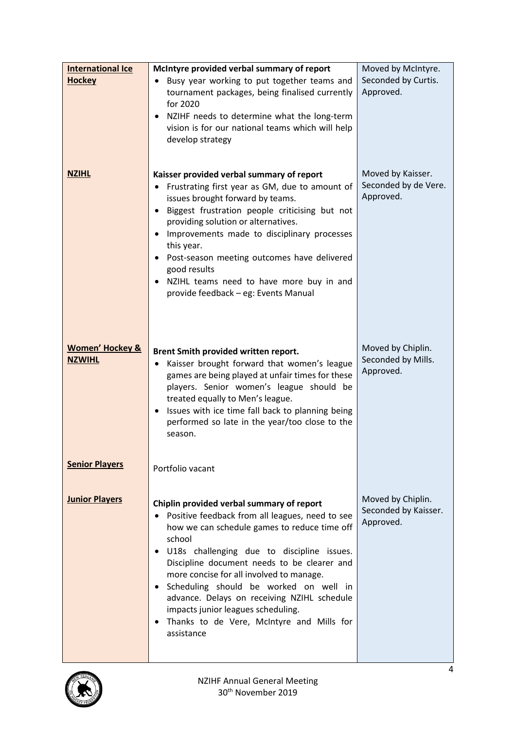| | | |
|---|---|---|
| **International Ice Hockey** | **McIntyre provided verbal summary of report**<br>• Busy year working to put together teams and tournament packages, being finalised currently for 2020<br>• NZIHF needs to determine what the long-term vision is for our national teams which will help develop strategy | Moved by McIntyre. Seconded by Curtis. Approved. |
| **NZIHL** | **Kaisser provided verbal summary of report**<br>• Frustrating first year as GM, due to amount of issues brought forward by teams.<br>• Biggest frustration people criticising but not providing solution or alternatives.<br>• Improvements made to disciplinary processes this year.<br>• Post-season meeting outcomes have delivered good results<br>• NZIHL teams need to have more buy in and provide feedback – eg: Events Manual | Moved by Kaisser. Seconded by de Vere. Approved. |
| **Women' Hockey & NZWIHL** | **Brent Smith provided written report.**<br>• Kaisser brought forward that women's league games are being played at unfair times for these players. Senior women's league should be treated equally to Men's league.<br>• Issues with ice time fall back to planning being performed so late in the year/too close to the season. | Moved by Chiplin. Seconded by Mills. Approved. |
| **Senior Players** | Portfolio vacant | |
| **Junior Players** | **Chiplin provided verbal summary of report**<br>• Positive feedback from all leagues, need to see how we can schedule games to reduce time off school<br>• U18s challenging due to discipline issues. Discipline document needs to be clearer and more concise for all involved to manage.<br>• Scheduling should be worked on well in advance. Delays on receiving NZIHL schedule impacts junior leagues scheduling.<br>• Thanks to de Vere, McIntyre and Mills for assistance | Moved by Chiplin. Seconded by Kaisser. Approved. |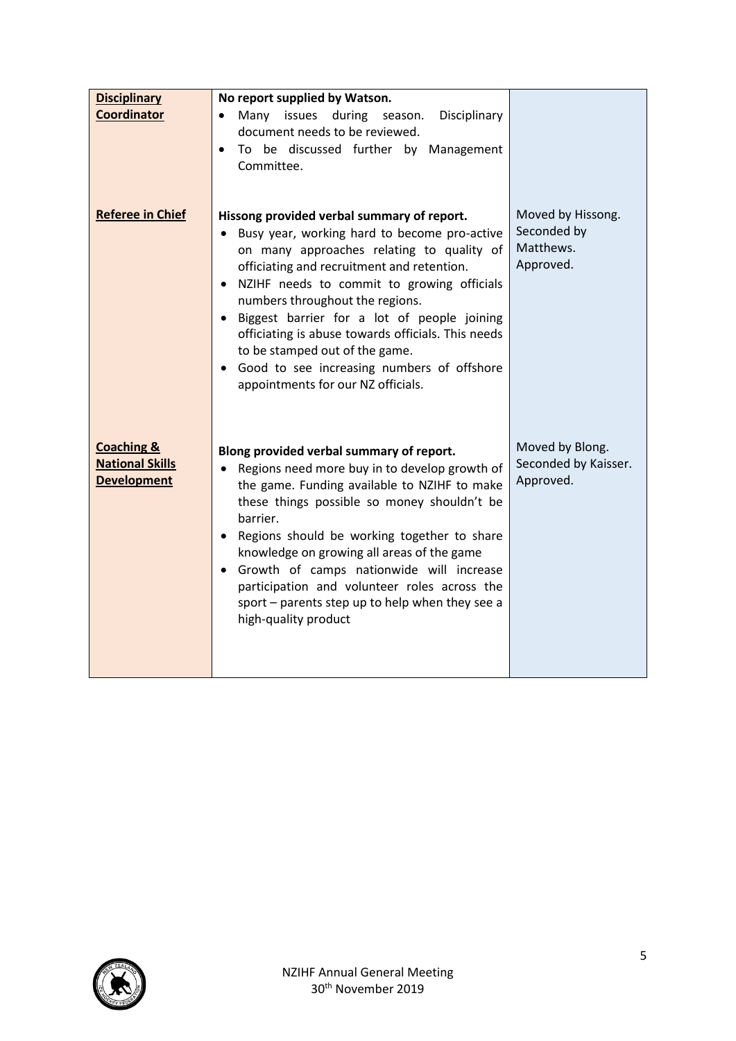| | | |
|---|---|---|
| **Disciplinary Coordinator** | **No report supplied by Watson.**<br>• Many issues during season. Disciplinary document needs to be reviewed.<br>• To be discussed further by Management Committee. | |
| **Referee in Chief** | **Hissong provided verbal summary of report.**<br>• Busy year, working hard to become pro-active on many approaches relating to quality of officiating and recruitment and retention.<br>• NZIHF needs to commit to growing officials numbers throughout the regions.<br>• Biggest barrier for a lot of people joining officiating is abuse towards officials. This needs to be stamped out of the game.<br>• Good to see increasing numbers of offshore appointments for our NZ officials. | Moved by Hissong. Seconded by Matthews. Approved. |
| **Coaching & National Skills Development** | **Blong provided verbal summary of report.**<br>• Regions need more buy in to develop growth of the game. Funding available to NZIHF to make these things possible so money shouldn't be barrier.<br>• Regions should be working together to share knowledge on growing all areas of the game<br>• Growth of camps nationwide will increase participation and volunteer roles across the sport – parents step up to help when they see a high-quality product | Moved by Blong. Seconded by Kaisser. Approved. |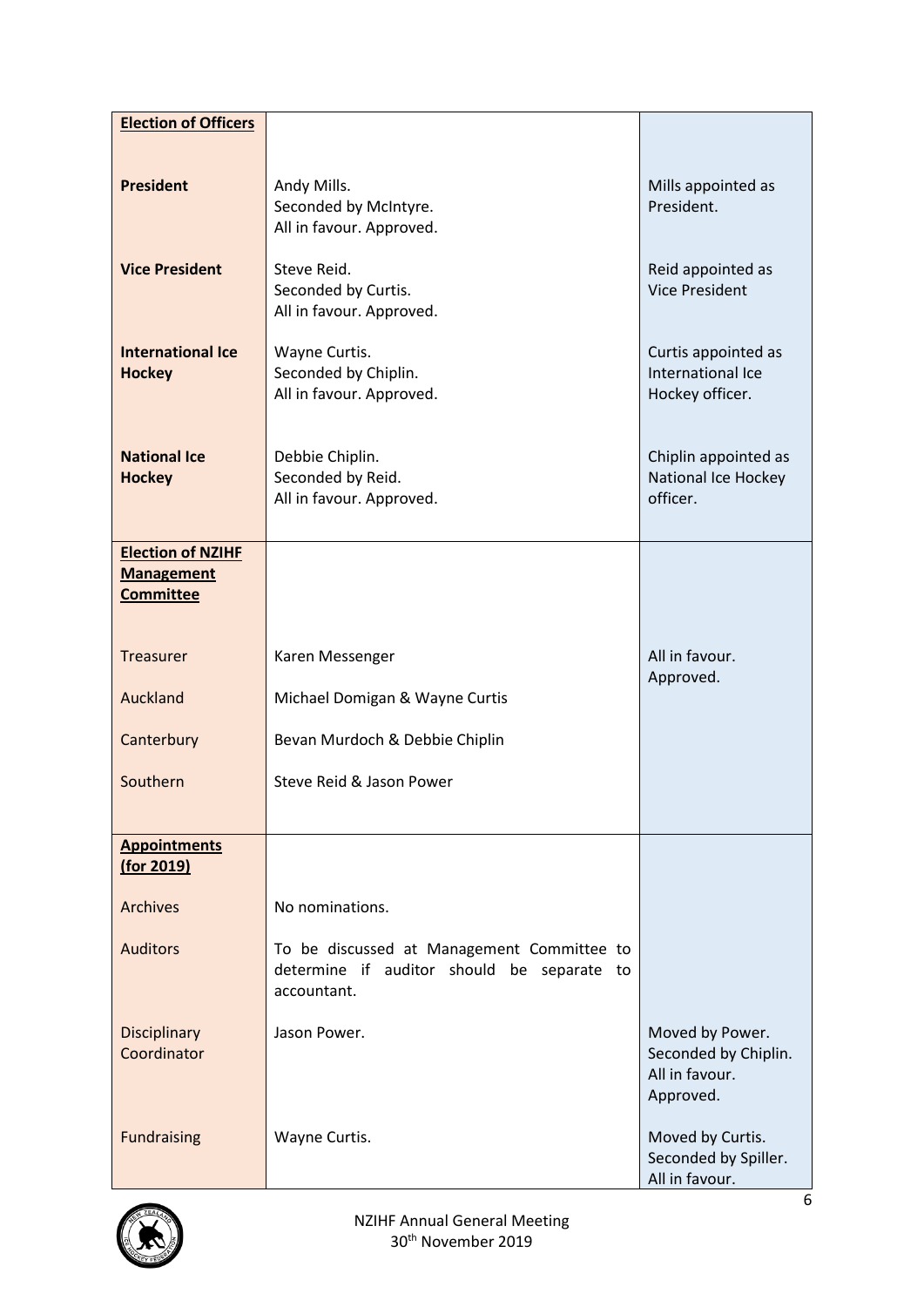| **Election of Officers** | | |
|---|---|---|
| **President** | Andy Mills.<br>Seconded by McIntyre.<br>All in favour. Approved. | Mills appointed as President. |
| **Vice President** | Steve Reid.<br>Seconded by Curtis.<br>All in favour. Approved. | Reid appointed as Vice President |
| **International Ice Hockey** | Wayne Curtis.<br>Seconded by Chiplin.<br>All in favour. Approved. | Curtis appointed as International Ice Hockey officer. |
| **National Ice Hockey** | Debbie Chiplin.<br>Seconded by Reid.<br>All in favour. Approved. | Chiplin appointed as National Ice Hockey officer. |
| **Election of NZIHF Management Committee** | | |
| Treasurer | Karen Messenger | All in favour. Approved. |
| Auckland | Michael Domigan & Wayne Curtis | |
| Canterbury | Bevan Murdoch & Debbie Chiplin | |
| Southern | Steve Reid & Jason Power | |
| **Appointments (for 2019)** | | |
| Archives | No nominations. | |
| Auditors | To be discussed at Management Committee to determine if auditor should be separate to accountant. | |
| Disciplinary Coordinator | Jason Power. | Moved by Power.<br>Seconded by Chiplin.<br>All in favour.<br>Approved. |
| Fundraising | Wayne Curtis. | Moved by Curtis.<br>Seconded by Spiller.<br>All in favour. |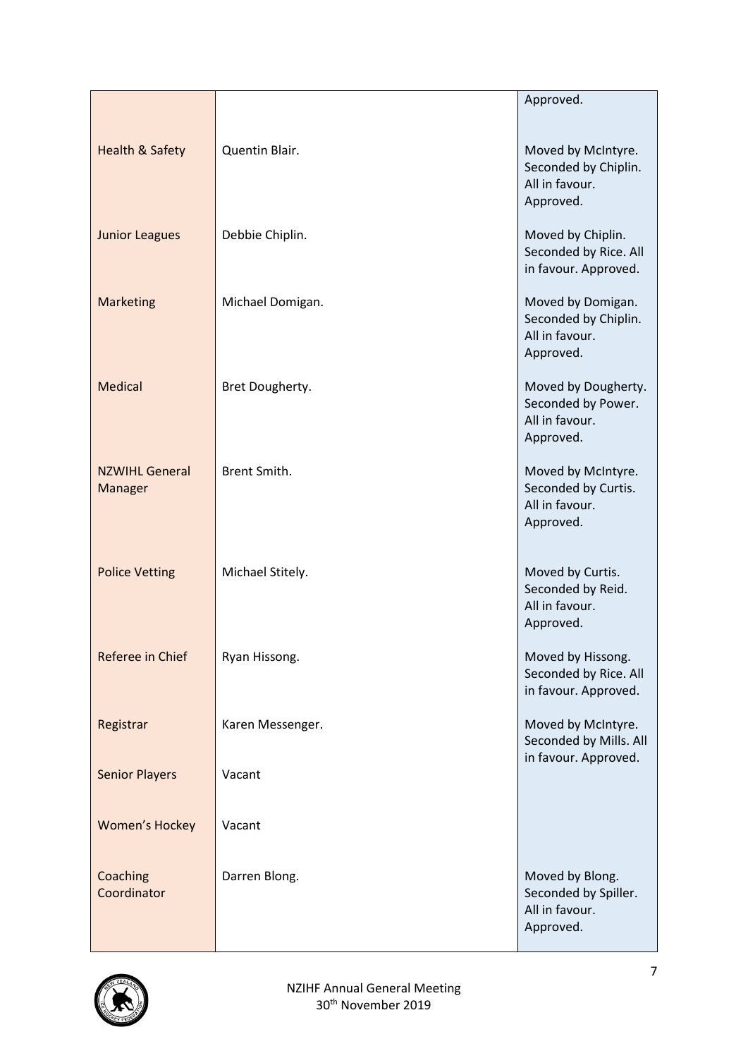| | | |
|---|---|---|
| | | Approved. |
| Health & Safety | Quentin Blair. | Moved by McIntyre. Seconded by Chiplin. All in favour. Approved. |
| Junior Leagues | Debbie Chiplin. | Moved by Chiplin. Seconded by Rice. All in favour. Approved. |
| Marketing | Michael Domigan. | Moved by Domigan. Seconded by Chiplin. All in favour. Approved. |
| Medical | Bret Dougherty. | Moved by Dougherty. Seconded by Power. All in favour. Approved. |
| NZWIHL General Manager | Brent Smith. | Moved by McIntyre. Seconded by Curtis. All in favour. Approved. |
| Police Vetting | Michael Stitely. | Moved by Curtis. Seconded by Reid. All in favour. Approved. |
| Referee in Chief | Ryan Hissong. | Moved by Hissong. Seconded by Rice. All in favour. Approved. |
| Registrar | Karen Messenger. | Moved by McIntyre. Seconded by Mills. All in favour. Approved. |
| Senior Players | Vacant | |
| Women's Hockey | Vacant | |
| Coaching Coordinator | Darren Blong. | Moved by Blong. Seconded by Spiller. All in favour. Approved. |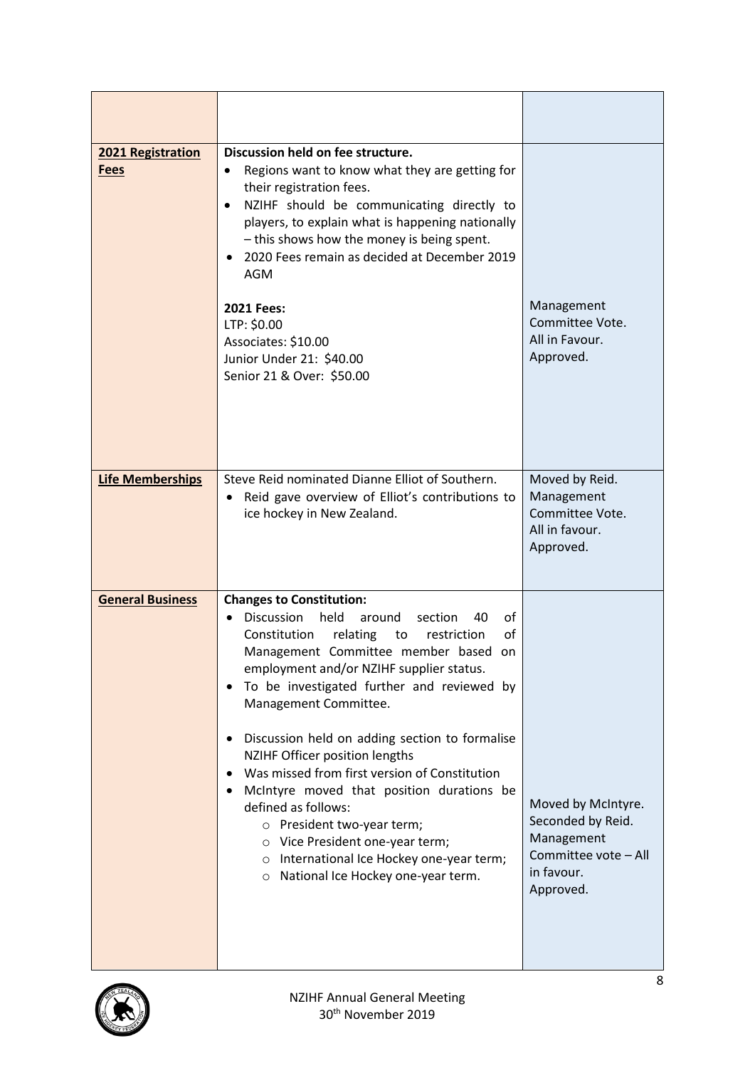| | | |
|---|---|---|
| | | |
| **2021 Registration Fees** | **Discussion held on fee structure.**<br>• Regions want to know what they are getting for their registration fees.<br>• NZIHF should be communicating directly to players, to explain what is happening nationally – this shows how the money is being spent.<br>• 2020 Fees remain as decided at December 2019 AGM<br><br>**2021 Fees:**<br>LTP: $0.00<br>Associates: $10.00<br>Junior Under 21: $40.00<br>Senior 21 & Over: $50.00 | Management Committee Vote. All in Favour. Approved. |
| **Life Memberships** | Steve Reid nominated Dianne Elliot of Southern.<br>• Reid gave overview of Elliot's contributions to ice hockey in New Zealand. | Moved by Reid. Management Committee Vote. All in favour. Approved. |
| **General Business** | **Changes to Constitution:**<br>• Discussion held around section 40 of Constitution relating to restriction of Management Committee member based on employment and/or NZIHF supplier status.<br>• To be investigated further and reviewed by Management Committee.<br><br>• Discussion held on adding section to formalise NZIHF Officer position lengths<br>• Was missed from first version of Constitution<br>• McIntyre moved that position durations be defined as follows:<br>  ○ President two-year term;<br>  ○ Vice President one-year term;<br>  ○ International Ice Hockey one-year term;<br>  ○ National Ice Hockey one-year term. | Moved by McIntyre. Seconded by Reid. Management Committee vote – All in favour. Approved. |

NZIHF Annual General Meeting
30th November 2019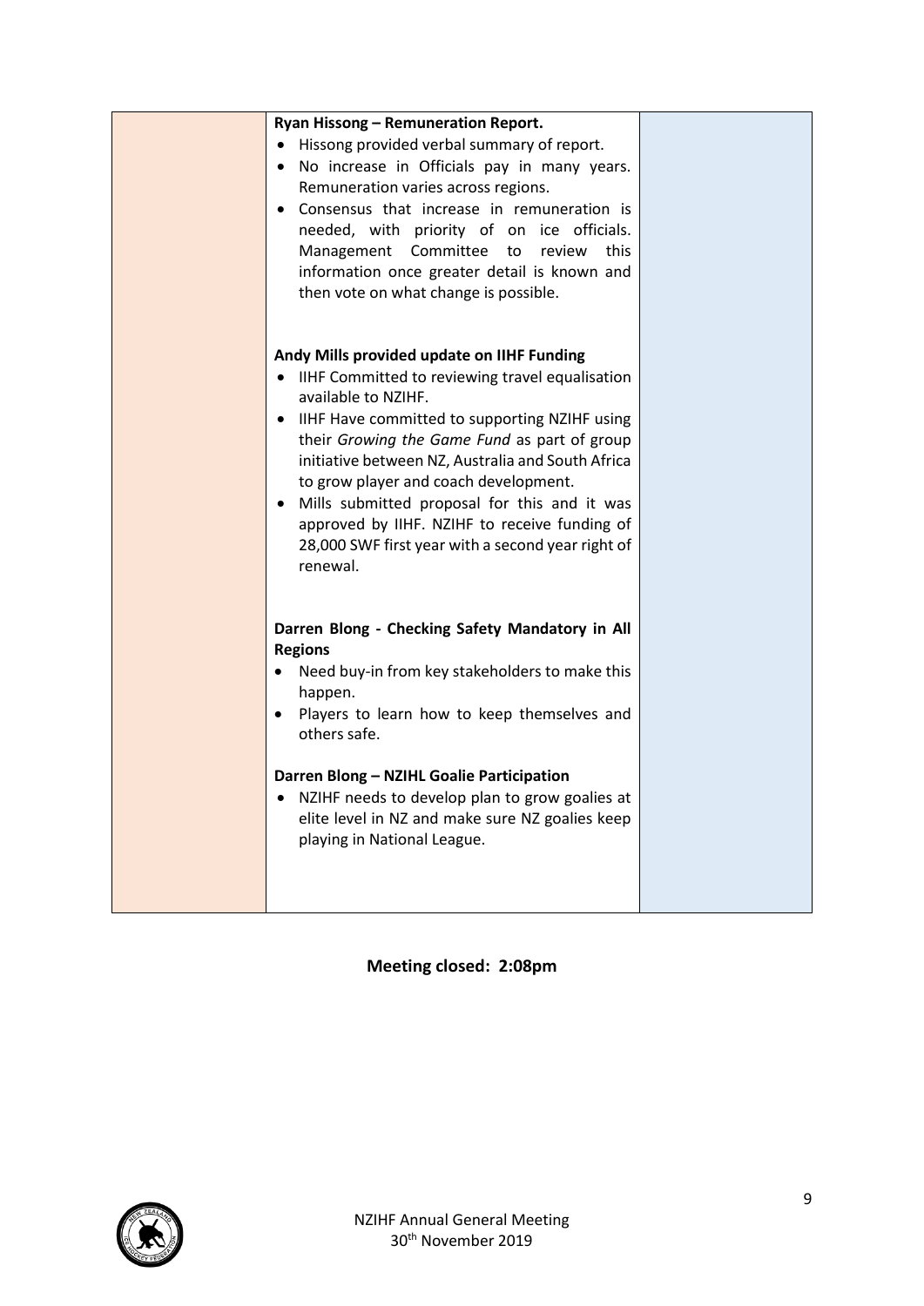| | | |
|---|---|---|
| | **Ryan Hissong – Remuneration Report.**<br>• Hissong provided verbal summary of report.<br>• No increase in Officials pay in many years. Remuneration varies across regions.<br>• Consensus that increase in remuneration is needed, with priority of on ice officials. Management Committee to review this information once greater detail is known and then vote on what change is possible.<br><br>**Andy Mills provided update on IIHF Funding**<br>• IIHF Committed to reviewing travel equalisation available to NZIHF.<br>• IIHF Have committed to supporting NZIHF using their *Growing the Game Fund* as part of group initiative between NZ, Australia and South Africa to grow player and coach development.<br>• Mills submitted proposal for this and it was approved by IIHF. NZIHF to receive funding of 28,000 SWF first year with a second year right of renewal.<br><br>**Darren Blong - Checking Safety Mandatory in All Regions**<br>• Need buy-in from key stakeholders to make this happen.<br>• Players to learn how to keep themselves and others safe.<br><br>**Darren Blong – NZIHL Goalie Participation**<br>• NZIHF needs to develop plan to grow goalies at elite level in NZ and make sure NZ goalies keep playing in National League. | |

**Meeting closed: 2:08pm**